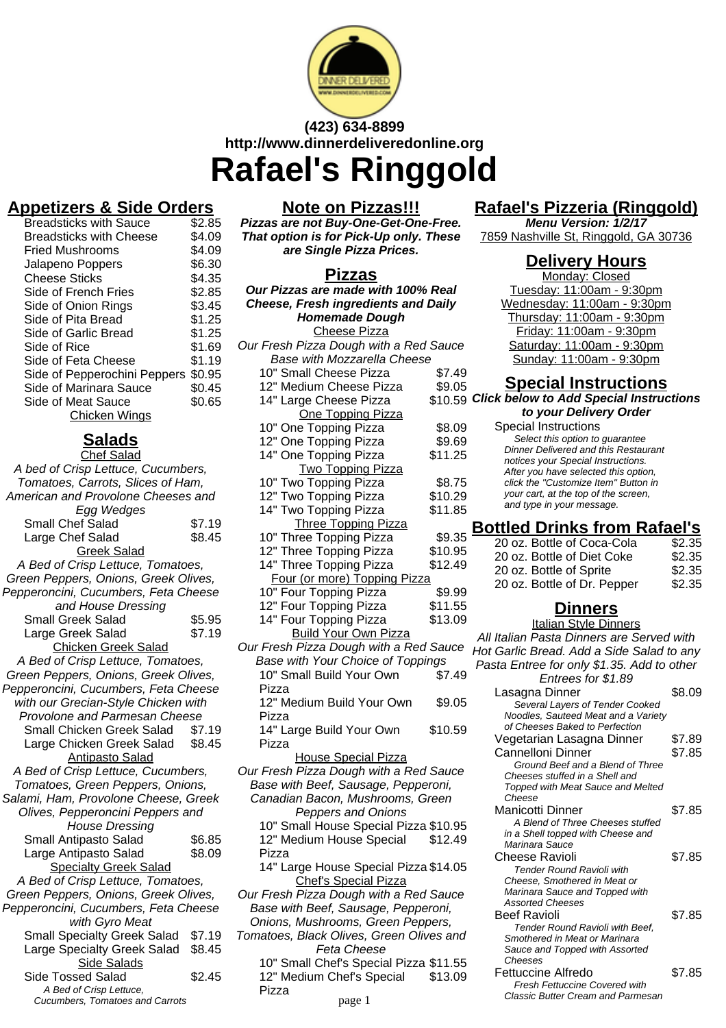(423) 634-8899
http://www.dinnerdeliveredonline.org

# Rafael's Ringgold

## Appetizers & Side Orders

| Item | Price |
|---|---|
| Breadsticks with Sauce | $2.85 |
| Breadsticks with Cheese | $4.09 |
| Fried Mushrooms | $4.09 |
| Jalapeno Poppers | $6.30 |
| Cheese Sticks | $4.35 |
| Side of French Fries | $2.85 |
| Side of Onion Rings | $3.45 |
| Side of Pita Bread | $1.25 |
| Side of Garlic Bread | $1.25 |
| Side of Rice | $1.69 |
| Side of Feta Cheese | $1.19 |
| Side of Pepperochini Peppers | $0.95 |
| Side of Marinara Sauce | $0.45 |
| Side of Meat Sauce | $0.65 |

Chicken Wings

## Salads

### Chef Salad

*A bed of Crisp Lettuce, Cucumbers, Tomatoes, Carrots, Slices of Ham, American and Provolone Cheeses and Egg Wedges*

| Item | Price |
|---|---|
| Small Chef Salad | $7.19 |
| Large Chef Salad | $8.45 |

### Greek Salad

*A Bed of Crisp Lettuce, Tomatoes, Green Peppers, Onions, Greek Olives, Pepperoncini, Cucumbers, Feta Cheese and House Dressing*

| Item | Price |
|---|---|
| Small Greek Salad | $5.95 |
| Large Greek Salad | $7.19 |

### Chicken Greek Salad

*A Bed of Crisp Lettuce, Tomatoes, Green Peppers, Onions, Greek Olives, Pepperoncini, Cucumbers, Feta Cheese with our Grecian-Style Chicken with Provolone and Parmesan Cheese*

| Item | Price |
|---|---|
| Small Chicken Greek Salad | $7.19 |
| Large Chicken Greek Salad | $8.45 |

### Antipasto Salad

*A Bed of Crisp Lettuce, Cucumbers, Tomatoes, Green Peppers, Onions, Salami, Ham, Provolone Cheese, Greek Olives, Pepperoncini Peppers and House Dressing*

| Item | Price |
|---|---|
| Small Antipasto Salad | $6.85 |
| Large Antipasto Salad | $8.09 |

### Specialty Greek Salad

*A Bed of Crisp Lettuce, Tomatoes, Green Peppers, Onions, Greek Olives, Pepperoncini, Cucumbers, Feta Cheese with Gyro Meat*

| Item | Price |
|---|---|
| Small Specialty Greek Salad | $7.19 |
| Large Specialty Greek Salad | $8.45 |

### Side Salads

| Item | Price |
|---|---|
| Side Tossed Salad | $2.45 |

*A Bed of Crisp Lettuce, Cucumbers, Tomatoes and Carrots*

## Note on Pizzas!!!

***Pizzas are not Buy-One-Get-One-Free. That option is for Pick-Up only. These are Single Pizza Prices.***

## Pizzas

***Our Pizzas are made with 100% Real Cheese, Fresh ingredients and Daily Homemade Dough***

### Cheese Pizza

*Our Fresh Pizza Dough with a Red Sauce Base with Mozzarella Cheese*

| Item | Price |
|---|---|
| 10" Small Cheese Pizza | $7.49 |
| 12" Medium Cheese Pizza | $9.05 |
| 14" Large Cheese Pizza | $10.59 |

### One Topping Pizza

| Item | Price |
|---|---|
| 10" One Topping Pizza | $8.09 |
| 12" One Topping Pizza | $9.69 |
| 14" One Topping Pizza | $11.25 |

### Two Topping Pizza

| Item | Price |
|---|---|
| 10" Two Topping Pizza | $8.75 |
| 12" Two Topping Pizza | $10.29 |
| 14" Two Topping Pizza | $11.85 |

### Three Topping Pizza

| Item | Price |
|---|---|
| 10" Three Topping Pizza | $9.35 |
| 12" Three Topping Pizza | $10.95 |
| 14" Three Topping Pizza | $12.49 |

### Four (or more) Topping Pizza

| Item | Price |
|---|---|
| 10" Four Topping Pizza | $9.99 |
| 12" Four Topping Pizza | $11.55 |
| 14" Four Topping Pizza | $13.09 |

### Build Your Own Pizza

*Our Fresh Pizza Dough with a Red Sauce Base with Your Choice of Toppings*

| Item | Price |
|---|---|
| 10" Small Build Your Own Pizza | $7.49 |
| 12" Medium Build Your Own Pizza | $9.05 |
| 14" Large Build Your Own Pizza | $10.59 |

### House Special Pizza

*Our Fresh Pizza Dough with a Red Sauce Base with Beef, Sausage, Pepperoni, Canadian Bacon, Mushrooms, Green Peppers and Onions*

| Item | Price |
|---|---|
| 10" Small House Special Pizza | $10.95 |
| 12" Medium House Special Pizza | $12.49 |
| 14" Large House Special Pizza | $14.05 |

### Chef's Special Pizza

*Our Fresh Pizza Dough with a Red Sauce Base with Beef, Sausage, Pepperoni, Onions, Mushrooms, Green Peppers, Tomatoes, Black Olives, Green Olives and Feta Cheese*

| Item | Price |
|---|---|
| 10" Small Chef's Special Pizza | $11.55 |
| 12" Medium Chef's Special Pizza | $13.09 |

## Rafael's Pizzeria (Ringgold)

***Menu Version: 1/2/17***

7859 Nashville St, Ringgold, GA 30736

## Delivery Hours

Monday: Closed
Tuesday: 11:00am - 9:30pm
Wednesday: 11:00am - 9:30pm
Thursday: 11:00am - 9:30pm
Friday: 11:00am - 9:30pm
Saturday: 11:00am - 9:30pm
Sunday: 11:00am - 9:30pm

## Special Instructions

***Click below to Add Special Instructions to your Delivery Order***

Special Instructions

*Select this option to guarantee Dinner Delivered and this Restaurant notices your Special Instructions. After you have selected this option, click the "Customize Item" Button in your cart, at the top of the screen, and type in your message.*

## Bottled Drinks from Rafael's

| Item | Price |
|---|---|
| 20 oz. Bottle of Coca-Cola | $2.35 |
| 20 oz. Bottle of Diet Coke | $2.35 |
| 20 oz. Bottle of Sprite | $2.35 |
| 20 oz. Bottle of Dr. Pepper | $2.35 |

## Dinners

### Italian Style Dinners

*All Italian Pasta Dinners are Served with Hot Garlic Bread. Add a Side Salad to any Pasta Entree for only $1.35. Add to other Entrees for $1.89*

| Item | Price |
|---|---|
| Lasagna Dinner | $8.09 |

*Several Layers of Tender Cooked Noodles, Sauteed Meat and a Variety of Cheeses Baked to Perfection*

| Item | Price |
|---|---|
| Vegetarian Lasagna Dinner | $7.89 |
| Cannelloni Dinner | $7.85 |

*Ground Beef and a Blend of Three Cheeses stuffed in a Shell and Topped with Meat Sauce and Melted Cheese*

| Item | Price |
|---|---|
| Manicotti Dinner | $7.85 |

*A Blend of Three Cheeses stuffed in a Shell topped with Cheese and Marinara Sauce*

| Item | Price |
|---|---|
| Cheese Ravioli | $7.85 |

*Tender Round Ravioli with Cheese, Smothered in Meat or Marinara Sauce and Topped with Assorted Cheeses*

| Item | Price |
|---|---|
| Beef Ravioli | $7.85 |

*Tender Round Ravioli with Beef, Smothered in Meat or Marinara Sauce and Topped with Assorted Cheeses*

| Item | Price |
|---|---|
| Fettuccine Alfredo | $7.85 |

*Fresh Fettuccine Covered with Classic Butter Cream and Parmesan*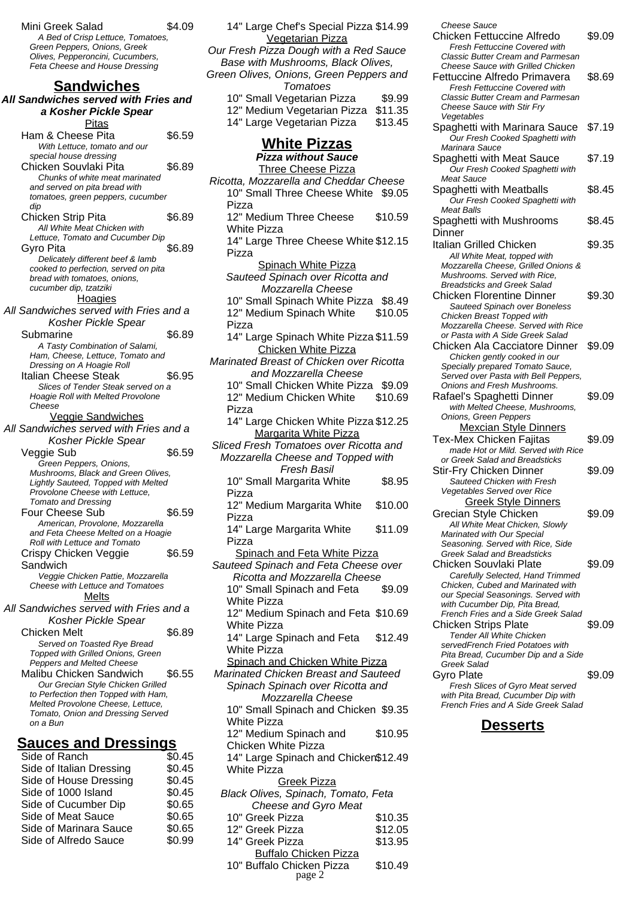Mini Greek Salad $4.09
*A Bed of Crisp Lettuce, Tomatoes, Green Peppers, Onions, Greek Olives, Pepperoncini, Cucumbers, Feta Cheese and House Dressing*

## Sandwiches

**All Sandwiches served with Fries and a Kosher Pickle Spear**

### Pitas

Ham & Cheese Pita $6.59
*With Lettuce, tomato and our special house dressing*

Chicken Souvlaki Pita $6.89
*Chunks of white meat marinated and served on pita bread with tomatoes, green peppers, cucumber dip*

Chicken Strip Pita $6.89
*All White Meat Chicken with Lettuce, Tomato and Cucumber Dip*

Gyro Pita $6.89
*Delicately different beef & lamb cooked to perfection, served on pita bread with tomatoes, onions, cucumber dip, tzatziki*

### Hoagies

*All Sandwiches served with Fries and a Kosher Pickle Spear*

Submarine $6.89
*A Tasty Combination of Salami, Ham, Cheese, Lettuce, Tomato and Dressing on A Hoagie Roll*

Italian Cheese Steak $6.95
*Slices of Tender Steak served on a Hoagie Roll with Melted Provolone Cheese*

### Veggie Sandwiches

*All Sandwiches served with Fries and a Kosher Pickle Spear*

Veggie Sub $6.59
*Green Peppers, Onions, Mushrooms, Black and Green Olives, Lightly Sauteed, Topped with Melted Provolone Cheese with Lettuce, Tomato and Dressing*

Four Cheese Sub $6.59
*American, Provolone, Mozzarella and Feta Cheese Melted on a Hoagie Roll with Lettuce and Tomato*

Crispy Chicken Veggie Sandwich $6.59
*Veggie Chicken Pattie, Mozzarella Cheese with Lettuce and Tomatoes*

### Melts

*All Sandwiches served with Fries and a Kosher Pickle Spear*

Chicken Melt $6.89
*Served on Toasted Rye Bread Topped with Grilled Onions, Green Peppers and Melted Cheese*

Malibu Chicken Sandwich $6.55
*Our Grecian Style Chicken Grilled to Perfection then Topped with Ham, Melted Provolone Cheese, Lettuce, Tomato, Onion and Dressing Served on a Bun*

## Sauces and Dressings

| Item | Price |
|---|---|
| Side of Ranch | $0.45 |
| Side of Italian Dressing | $0.45 |
| Side of House Dressing | $0.45 |
| Side of 1000 Island | $0.45 |
| Side of Cucumber Dip | $0.65 |
| Side of Meat Sauce | $0.65 |
| Side of Marinara Sauce | $0.65 |
| Side of Alfredo Sauce | $0.99 |

14" Large Chef's Special Pizza $14.99

### Vegetarian Pizza

*Our Fresh Pizza Dough with a Red Sauce Base with Mushrooms, Black Olives, Green Olives, Onions, Green Peppers and Tomatoes*

10" Small Vegetarian Pizza $9.99
12" Medium Vegetarian Pizza $11.35
14" Large Vegetarian Pizza $13.45

## White Pizzas

***Pizza without Sauce***

### Three Cheese Pizza

*Ricotta, Mozzarella and Cheddar Cheese*

10" Small Three Cheese White Pizza $9.05
12" Medium Three Cheese White Pizza $10.59
14" Large Three Cheese White Pizza $12.15

### Spinach White Pizza

*Sauteed Spinach over Ricotta and Mozzarella Cheese*

10" Small Spinach White Pizza $8.49
12" Medium Spinach White Pizza $10.05
14" Large Spinach White Pizza $11.59

### Chicken White Pizza

*Marinated Breast of Chicken over Ricotta and Mozzarella Cheese*

10" Small Chicken White Pizza $9.09
12" Medium Chicken White Pizza $10.69
14" Large Chicken White Pizza $12.25

### Margarita White Pizza

*Sliced Fresh Tomatoes over Ricotta and Mozzarella Cheese and Topped with Fresh Basil*

10" Small Margarita White Pizza $8.95
12" Medium Margarita White Pizza $10.00
14" Large Margarita White Pizza $11.09

### Spinach and Feta White Pizza

*Sauteed Spinach and Feta Cheese over Ricotta and Mozzarella Cheese*

10" Small Spinach and Feta White Pizza $9.09
12" Medium Spinach and Feta White Pizza $10.69
14" Large Spinach and Feta White Pizza $12.49

### Spinach and Chicken White Pizza

*Marinated Chicken Breast and Sauteed Spinach Spinach over Ricotta and Mozzarella Cheese*

10" Small Spinach and Chicken White Pizza $9.35
12" Medium Spinach and Chicken White Pizza $10.95
14" Large Spinach and Chicken White Pizza $12.49

### Greek Pizza

*Black Olives, Spinach, Tomato, Feta Cheese and Gyro Meat*

10" Greek Pizza $10.35
12" Greek Pizza $12.05
14" Greek Pizza $13.95

### Buffalo Chicken Pizza

10" Buffalo Chicken Pizza $10.49

*Cheese Sauce*

Chicken Fettuccine Alfredo $9.09
*Fresh Fettuccine Covered with Classic Butter Cream and Parmesan Cheese Sauce with Grilled Chicken*

Fettuccine Alfredo Primavera $8.69
*Fresh Fettuccine Covered with Classic Butter Cream and Parmesan Cheese Sauce with Stir Fry Vegetables*

Spaghetti with Marinara Sauce $7.19
*Our Fresh Cooked Spaghetti with Marinara Sauce*

Spaghetti with Meat Sauce $7.19
*Our Fresh Cooked Spaghetti with Meat Sauce*

Spaghetti with Meatballs $8.45
*Our Fresh Cooked Spaghetti with Meat Balls*

Spaghetti with Mushrooms Dinner $8.45

Italian Grilled Chicken $9.35
*All White Meat, topped with Mozzarella Cheese, Grilled Onions & Mushrooms. Served with Rice, Breadsticks and Greek Salad*

Chicken Florentine Dinner $9.30
*Sauteed Spinach over Boneless Chicken Breast Topped with Mozzarella Cheese. Served with Rice or Pasta with A Side Greek Salad*

Chicken Ala Cacciatore Dinner $9.09
*Chicken gently cooked in our Specially prepared Tomato Sauce, Served over Pasta with Bell Peppers, Onions and Fresh Mushrooms.*

Rafael's Spaghetti Dinner $9.09
*with Melted Cheese, Mushrooms, Onions, Green Peppers*

### Mexcian Style Dinners

Tex-Mex Chicken Fajitas $9.09
*made Hot or Mild. Served with Rice or Greek Salad and Breadsticks*

Stir-Fry Chicken Dinner $9.09
*Sauteed Chicken with Fresh Vegetables Served over Rice*

### Greek Style Dinners

Grecian Style Chicken $9.09
*All White Meat Chicken, Slowly Marinated with Our Special Seasoning. Served with Rice, Side Greek Salad and Breadsticks*

Chicken Souvlaki Plate $9.09
*Carefully Selected, Hand Trimmed Chicken, Cubed and Marinated with our Special Seasonings. Served with with Cucumber Dip, Pita Bread, French Fries and a Side Greek Salad*

Chicken Strips Plate $9.09
*Tender All White Chicken servedFrench Fried Potatoes with Pita Bread, Cucumber Dip and a Side Greek Salad*

Gyro Plate $9.09
*Fresh Slices of Gyro Meat served with Pita Bread, Cucumber Dip with French Fries and A Side Greek Salad*

## Desserts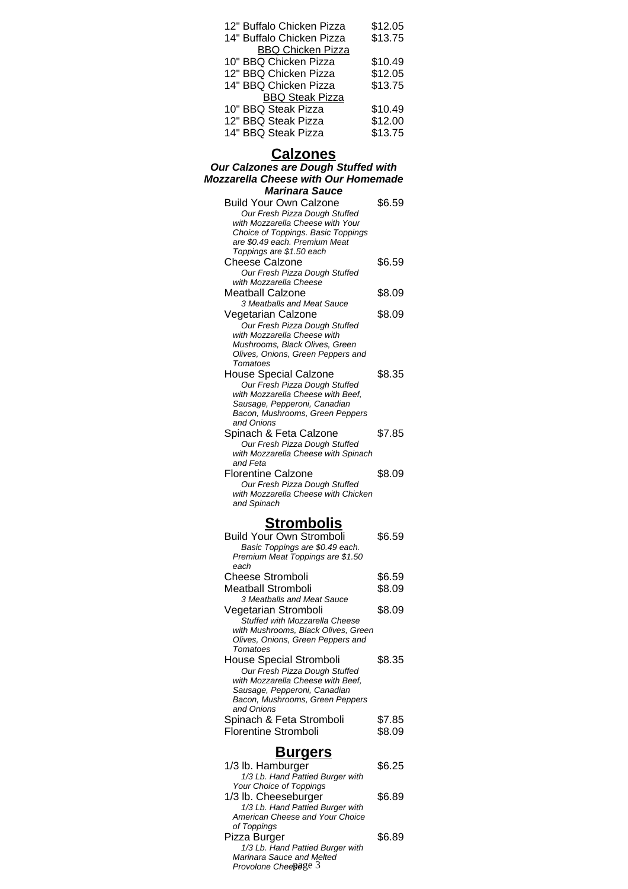| | |
|---|---|
| 12" Buffalo Chicken Pizza | $12.05 |
| 14" Buffalo Chicken Pizza | $13.75 |

<u>BBQ Chicken Pizza</u>

| | |
|---|---|
| 10" BBQ Chicken Pizza | $10.49 |
| 12" BBQ Chicken Pizza | $12.05 |
| 14" BBQ Chicken Pizza | $13.75 |

<u>BBQ Steak Pizza</u>

| | |
|---|---|
| 10" BBQ Steak Pizza | $10.49 |
| 12" BBQ Steak Pizza | $12.00 |
| 14" BBQ Steak Pizza | $13.75 |

## Calzones

***Our Calzones are Dough Stuffed with Mozzarella Cheese with Our Homemade Marinara Sauce***

Build Your Own Calzone — $6.59
*Our Fresh Pizza Dough Stuffed with Mozzarella Cheese with Your Choice of Toppings. Basic Toppings are $0.49 each. Premium Meat Toppings are $1.50 each*

Cheese Calzone — $6.59
*Our Fresh Pizza Dough Stuffed with Mozzarella Cheese*

Meatball Calzone — $8.09
*3 Meatballs and Meat Sauce*

Vegetarian Calzone — $8.09
*Our Fresh Pizza Dough Stuffed with Mozzarella Cheese with Mushrooms, Black Olives, Green Olives, Onions, Green Peppers and Tomatoes*

House Special Calzone — $8.35
*Our Fresh Pizza Dough Stuffed with Mozzarella Cheese with Beef, Sausage, Pepperoni, Canadian Bacon, Mushrooms, Green Peppers and Onions*

Spinach & Feta Calzone — $7.85
*Our Fresh Pizza Dough Stuffed with Mozzarella Cheese with Spinach and Feta*

Florentine Calzone — $8.09
*Our Fresh Pizza Dough Stuffed with Mozzarella Cheese with Chicken and Spinach*

## Strombolis

Build Your Own Stromboli — $6.59
*Basic Toppings are $0.49 each. Premium Meat Toppings are $1.50 each*

Cheese Stromboli — $6.59

Meatball Stromboli — $8.09
*3 Meatballs and Meat Sauce*

Vegetarian Stromboli — $8.09
*Stuffed with Mozzarella Cheese with Mushrooms, Black Olives, Green Olives, Onions, Green Peppers and Tomatoes*

House Special Stromboli — $8.35
*Our Fresh Pizza Dough Stuffed with Mozzarella Cheese with Beef, Sausage, Pepperoni, Canadian Bacon, Mushrooms, Green Peppers and Onions*

Spinach & Feta Stromboli — $7.85

Florentine Stromboli — $8.09

## Burgers

1/3 lb. Hamburger — $6.25
*1/3 Lb. Hand Pattied Burger with Your Choice of Toppings*

1/3 lb. Cheeseburger — $6.89
*1/3 Lb. Hand Pattied Burger with American Cheese and Your Choice of Toppings*

Pizza Burger — $6.89
*1/3 Lb. Hand Pattied Burger with Marinara Sauce and Melted Provolone Cheese*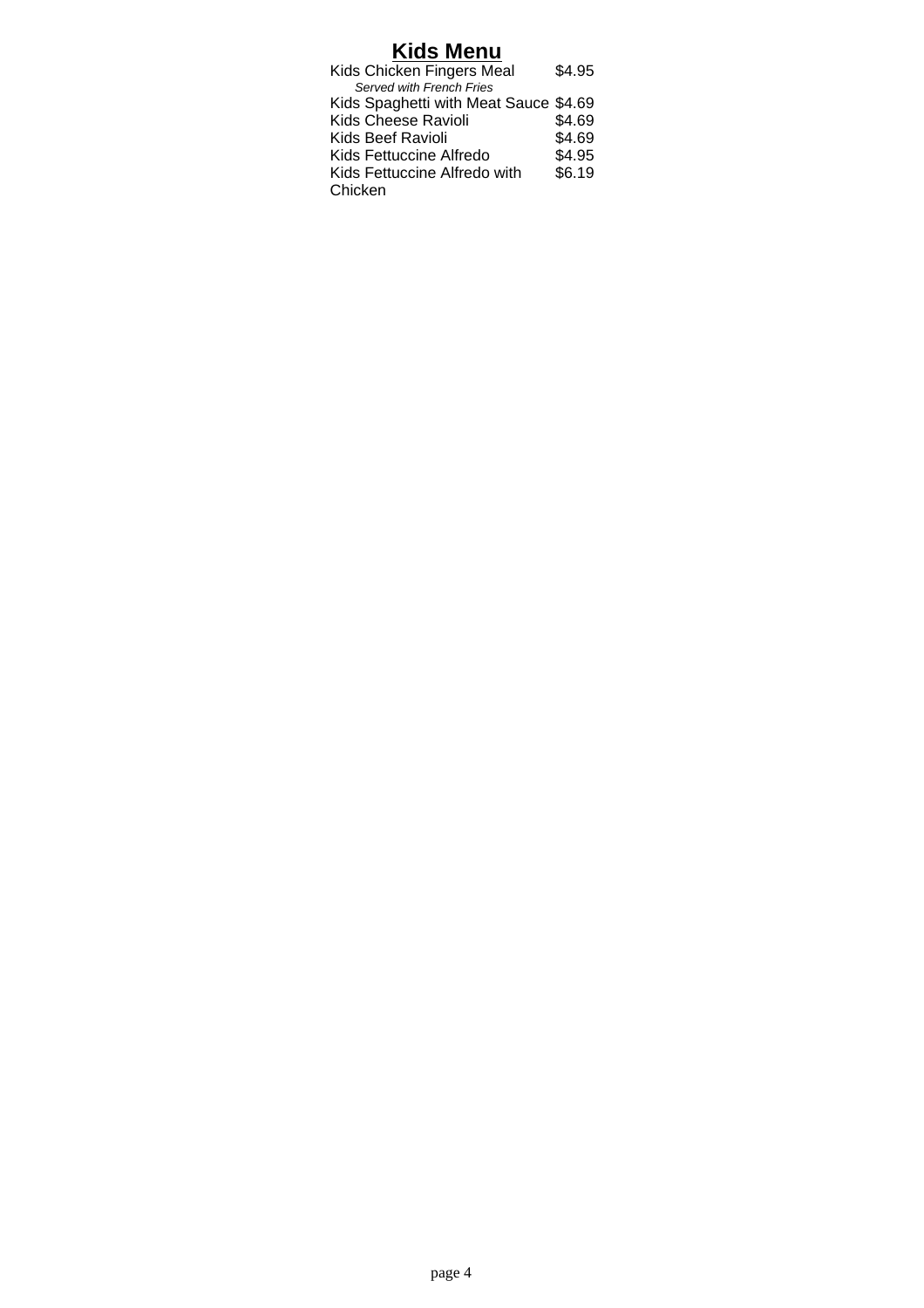## Kids Menu

| | |
|---|---|
| Kids Chicken Fingers Meal<br>*Served with French Fries* | $4.95 |
| Kids Spaghetti with Meat Sauce | $4.69 |
| Kids Cheese Ravioli | $4.69 |
| Kids Beef Ravioli | $4.69 |
| Kids Fettuccine Alfredo | $4.95 |
| Kids Fettuccine Alfredo with Chicken | $6.19 |